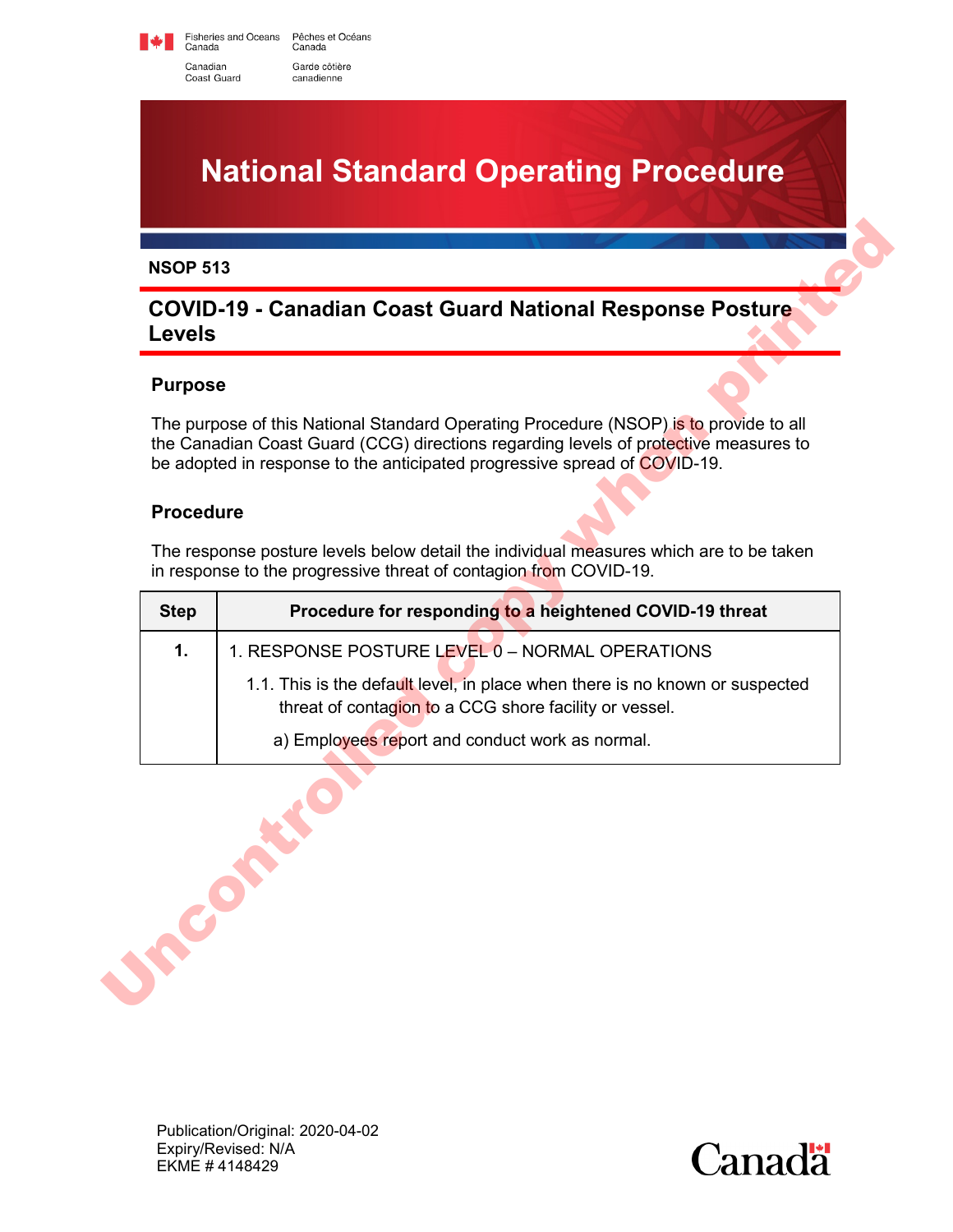Fisheries and Oceans Canada / Pêches et Océans Canada

Canadian Coast Guard / Garde côtière canadienne

# National Standard Operating Procedure

**NSOP 513**

## COVID-19 - Canadian Coast Guard National Response Posture Levels

### Purpose

The purpose of this National Standard Operating Procedure (NSOP) is to provide to all the Canadian Coast Guard (CCG) directions regarding levels of protective measures to be adopted in response to the anticipated progressive spread of COVID-19.

### Procedure

The response posture levels below detail the individual measures which are to be taken in response to the progressive threat of contagion from COVID-19.

| Step | Procedure for responding to a heightened COVID-19 threat |
| --- | --- |
| **1.** | 1. RESPONSE POSTURE LEVEL 0 – NORMAL OPERATIONS<br>1.1. This is the default level, in place when there is no known or suspected threat of contagion to a CCG shore facility or vessel.<br>a) Employees report and conduct work as normal. |

Uncontrolled copy when printed

Publication/Original: 2020-04-02
Expiry/Revised: N/A
EKME # 4148429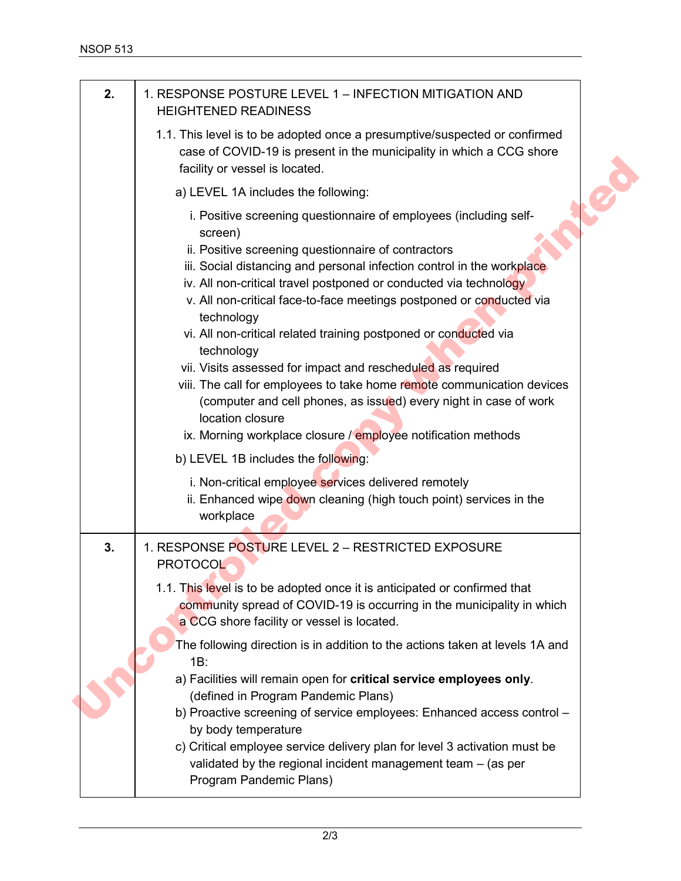| | |
|---|---|
| **2.** | 1. RESPONSE POSTURE LEVEL 1 – INFECTION MITIGATION AND HEIGHTENED READINESS<br><br>1.1. This level is to be adopted once a presumptive/suspected or confirmed case of COVID-19 is present in the municipality in which a CCG shore facility or vessel is located.<br><br>a) LEVEL 1A includes the following:<br><br>i. Positive screening questionnaire of employees (including self-screen)<br>ii. Positive screening questionnaire of contractors<br>iii. Social distancing and personal infection control in the workplace<br>iv. All non-critical travel postponed or conducted via technology<br>v. All non-critical face-to-face meetings postponed or conducted via technology<br>vi. All non-critical related training postponed or conducted via technology<br>vii. Visits assessed for impact and rescheduled as required<br>viii. The call for employees to take home remote communication devices (computer and cell phones, as issued) every night in case of work location closure<br>ix. Morning workplace closure / employee notification methods<br><br>b) LEVEL 1B includes the following:<br><br>i. Non-critical employee services delivered remotely<br>ii. Enhanced wipe down cleaning (high touch point) services in the workplace |
| **3.** | 1. RESPONSE POSTURE LEVEL 2 – RESTRICTED EXPOSURE PROTOCOL<br><br>1.1. This level is to be adopted once it is anticipated or confirmed that community spread of COVID-19 is occurring in the municipality in which a CCG shore facility or vessel is located.<br><br>The following direction is in addition to the actions taken at levels 1A and 1B:<br>a) Facilities will remain open for **critical service employees only**. (defined in Program Pandemic Plans)<br>b) Proactive screening of service employees: Enhanced access control – by body temperature<br>c) Critical employee service delivery plan for level 3 activation must be validated by the regional incident management team – (as per Program Pandemic Plans) |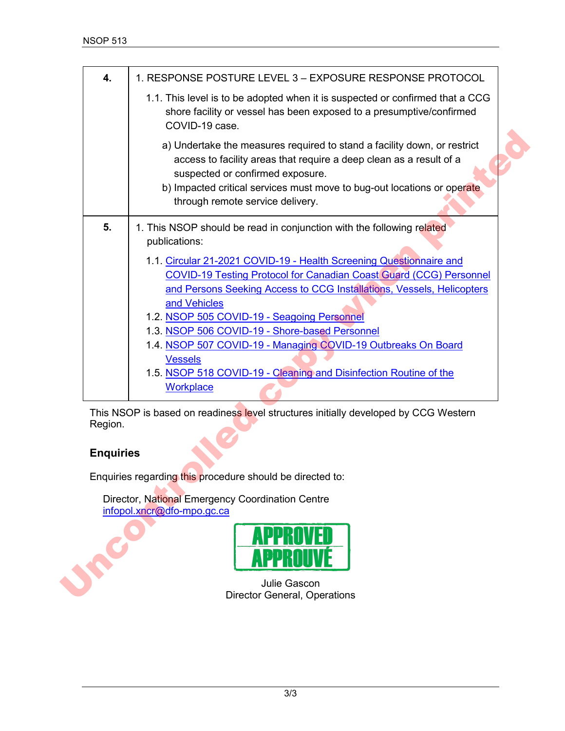| | |
|---|---|
| **4.** | 1. RESPONSE POSTURE LEVEL 3 – EXPOSURE RESPONSE PROTOCOL<br><br>1.1. This level is to be adopted when it is suspected or confirmed that a CCG shore facility or vessel has been exposed to a presumptive/confirmed COVID-19 case.<br><br>a) Undertake the measures required to stand a facility down, or restrict access to facility areas that require a deep clean as a result of a suspected or confirmed exposure.<br>b) Impacted critical services must move to bug-out locations or operate through remote service delivery. |
| **5.** | 1. This NSOP should be read in conjunction with the following related publications:<br><br>1.1. Circular 21-2021 COVID-19 - Health Screening Questionnaire and COVID-19 Testing Protocol for Canadian Coast Guard (CCG) Personnel and Persons Seeking Access to CCG Installations, Vessels, Helicopters and Vehicles<br>1.2. NSOP 505 COVID-19 - Seagoing Personnel<br>1.3. NSOP 506 COVID-19 - Shore-based Personnel<br>1.4. NSOP 507 COVID-19 - Managing COVID-19 Outbreaks On Board Vessels<br>1.5. NSOP 518 COVID-19 - Cleaning and Disinfection Routine of the Workplace |

This NSOP is based on readiness level structures initially developed by CCG Western Region.

## Enquiries

Enquiries regarding this procedure should be directed to:

Director, National Emergency Coordination Centre
infopol.xncr@dfo-mpo.gc.ca

APPROVED
APPROUVÉ

Julie Gascon
Director General, Operations

Uncontrolled copy when printed